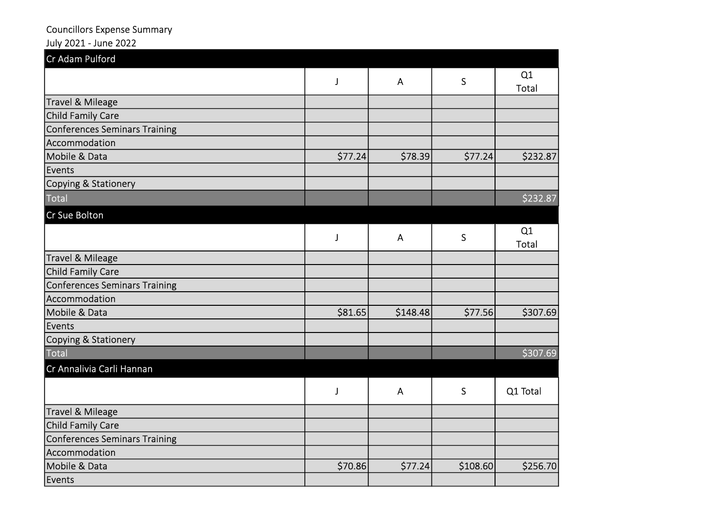Councillors Expense Summary

July 2021 - June 2022

| Cr Adam Pulford | | | | |
|---|---|---|---|---|
| | J | A | S | Q1 Total |
| Travel & Mileage | | | | |
| Child Family Care | | | | |
| Conferences Seminars Training | | | | |
| Accommodation | | | | |
| Mobile & Data | $77.24 | $78.39 | $77.24 | $232.87 |
| Events | | | | |
| Copying & Stationery | | | | |
| Total | | | | $232.87 |

| Cr Sue Bolton | | | | |
|---|---|---|---|---|
| | J | A | S | Q1 Total |
| Travel & Mileage | | | | |
| Child Family Care | | | | |
| Conferences Seminars Training | | | | |
| Accommodation | | | | |
| Mobile & Data | $81.65 | $148.48 | $77.56 | $307.69 |
| Events | | | | |
| Copying & Stationery | | | | |
| Total | | | | $307.69 |

| Cr Annalivia Carli Hannan | | | | |
|---|---|---|---|---|
| | J | A | S | Q1 Total |
| Travel & Mileage | | | | |
| Child Family Care | | | | |
| Conferences Seminars Training | | | | |
| Accommodation | | | | |
| Mobile & Data | $70.86 | $77.24 | $108.60 | $256.70 |
| Events | | | | |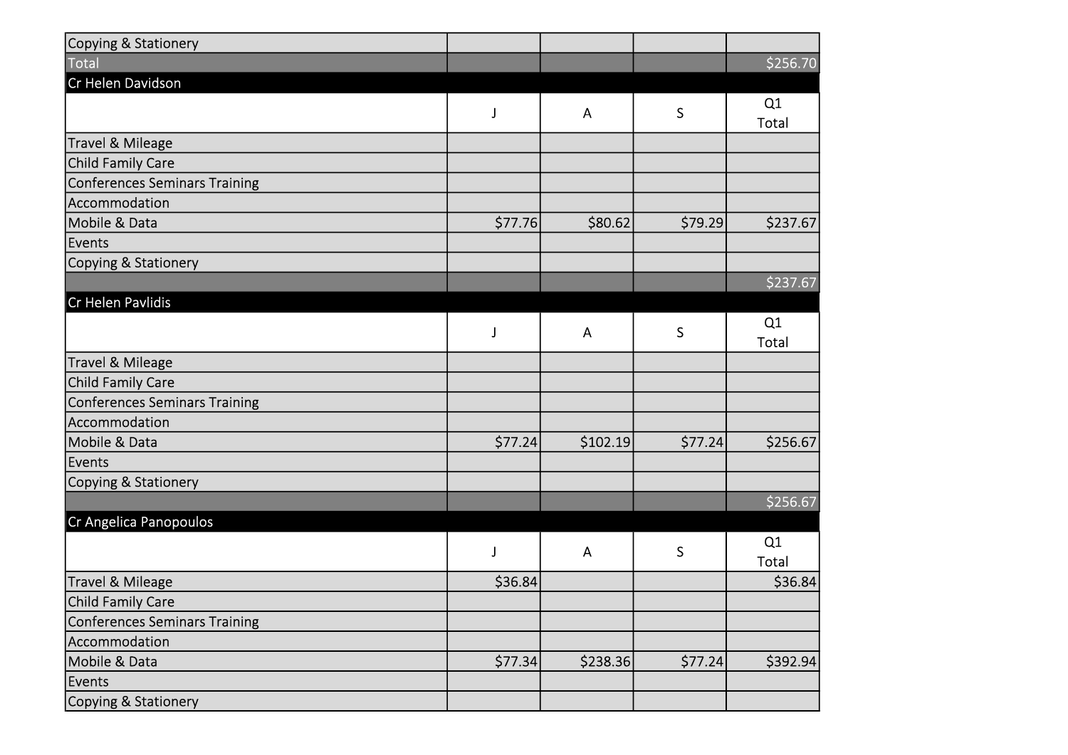| | | | | |
|---|---|---|---|---|
| Copying & Stationery | | | | |
| Total | | | | $256.70 |

**Cr Helen Davidson**

| | J | A | S | Q1 Total |
|---|---|---|---|---|
| Travel & Mileage | | | | |
| Child Family Care | | | | |
| Conferences Seminars Training | | | | |
| Accommodation | | | | |
| Mobile & Data | $77.76 | $80.62 | $79.29 | $237.67 |
| Events | | | | |
| Copying & Stationery | | | | |
| | | | | $237.67 |

**Cr Helen Pavlidis**

| | J | A | S | Q1 Total |
|---|---|---|---|---|
| Travel & Mileage | | | | |
| Child Family Care | | | | |
| Conferences Seminars Training | | | | |
| Accommodation | | | | |
| Mobile & Data | $77.24 | $102.19 | $77.24 | $256.67 |
| Events | | | | |
| Copying & Stationery | | | | |
| | | | | $256.67 |

**Cr Angelica Panopoulos**

| | J | A | S | Q1 Total |
|---|---|---|---|---|
| Travel & Mileage | $36.84 | | | $36.84 |
| Child Family Care | | | | |
| Conferences Seminars Training | | | | |
| Accommodation | | | | |
| Mobile & Data | $77.34 | $238.36 | $77.24 | $392.94 |
| Events | | | | |
| Copying & Stationery | | | | |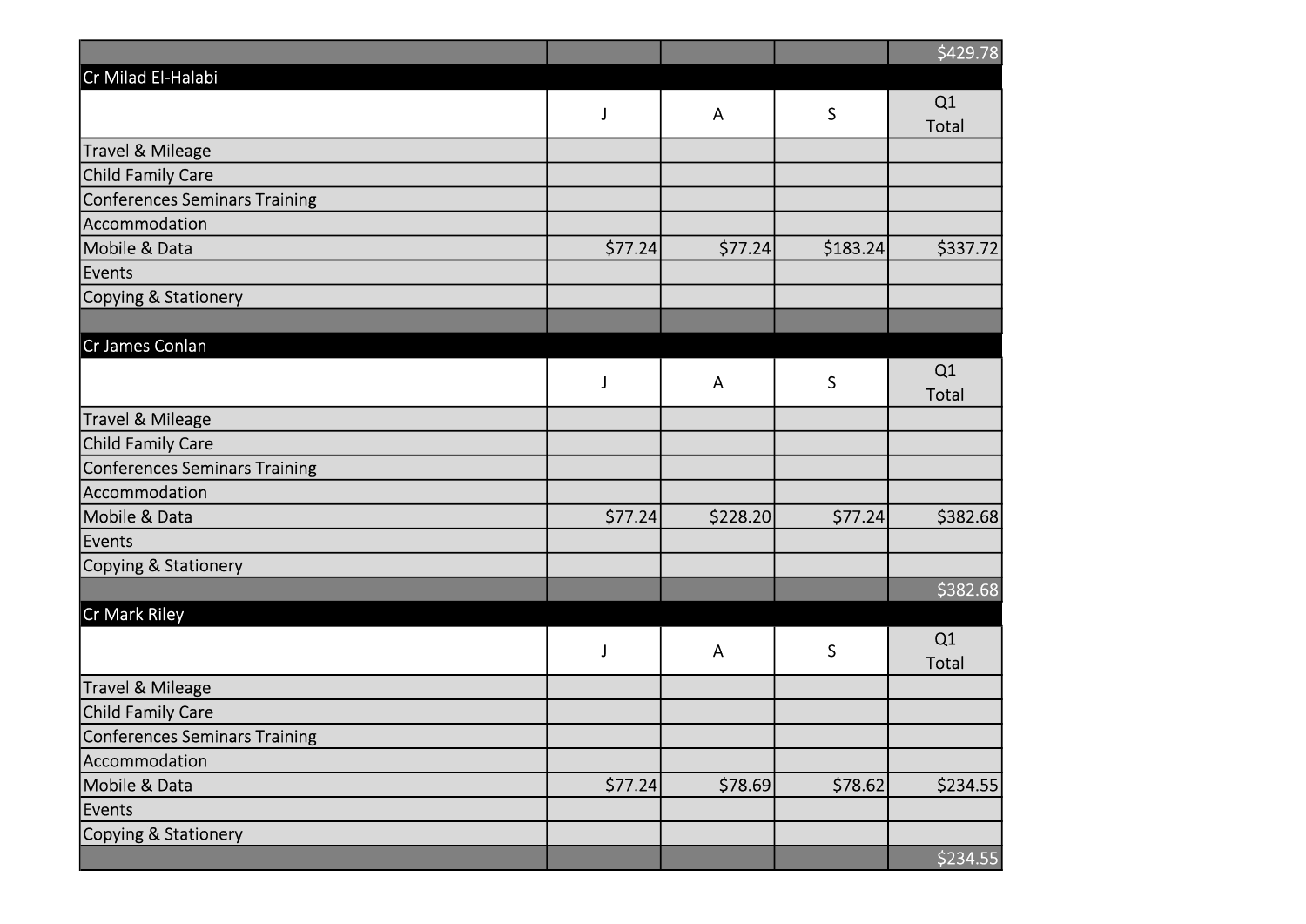| | | | | $429.78 |
|---|---|---|---|---|

| Cr Milad El-Halabi | J | A | S | Q1 Total |
|---|---|---|---|---|
| Travel & Mileage | | | | |
| Child Family Care | | | | |
| Conferences Seminars Training | | | | |
| Accommodation | | | | |
| Mobile & Data | $77.24 | $77.24 | $183.24 | $337.72 |
| Events | | | | |
| Copying & Stationery | | | | |
| | | | | |

| Cr James Conlan | J | A | S | Q1 Total |
|---|---|---|---|---|
| Travel & Mileage | | | | |
| Child Family Care | | | | |
| Conferences Seminars Training | | | | |
| Accommodation | | | | |
| Mobile & Data | $77.24 | $228.20 | $77.24 | $382.68 |
| Events | | | | |
| Copying & Stationery | | | | |
| | | | | $382.68 |

| Cr Mark Riley | J | A | S | Q1 Total |
|---|---|---|---|---|
| Travel & Mileage | | | | |
| Child Family Care | | | | |
| Conferences Seminars Training | | | | |
| Accommodation | | | | |
| Mobile & Data | $77.24 | $78.69 | $78.62 | $234.55 |
| Events | | | | |
| Copying & Stationery | | | | |
| | | | | $234.55 |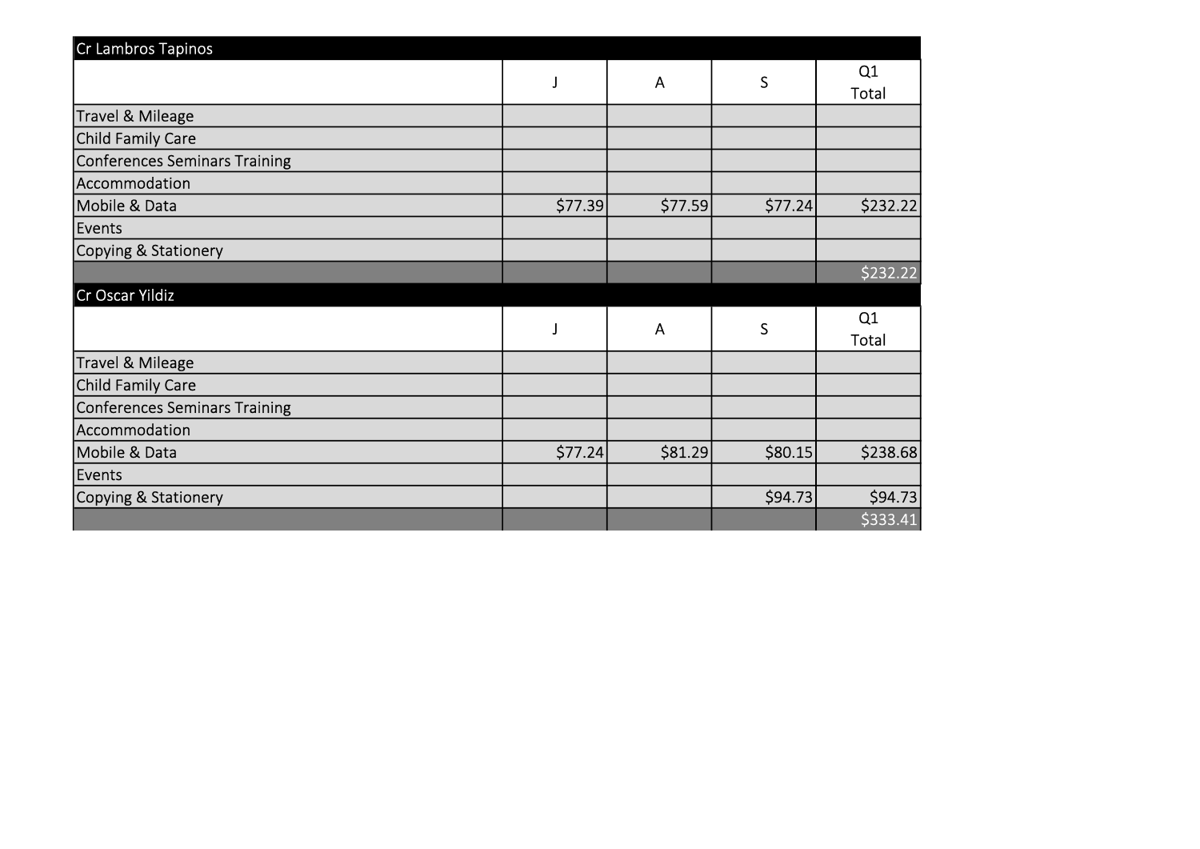## Cr Lambros Tapinos

| | J | A | S | Q1 Total |
|---|---|---|---|---|
| Travel & Mileage | | | | |
| Child Family Care | | | | |
| Conferences Seminars Training | | | | |
| Accommodation | | | | |
| Mobile & Data | $77.39 | $77.59 | $77.24 | $232.22 |
| Events | | | | |
| Copying & Stationery | | | | |
| | | | | $232.22 |

## Cr Oscar Yildiz

| | J | A | S | Q1 Total |
|---|---|---|---|---|
| Travel & Mileage | | | | |
| Child Family Care | | | | |
| Conferences Seminars Training | | | | |
| Accommodation | | | | |
| Mobile & Data | $77.24 | $81.29 | $80.15 | $238.68 |
| Events | | | | |
| Copying & Stationery | | | $94.73 | $94.73 |
| | | | | $333.41 |